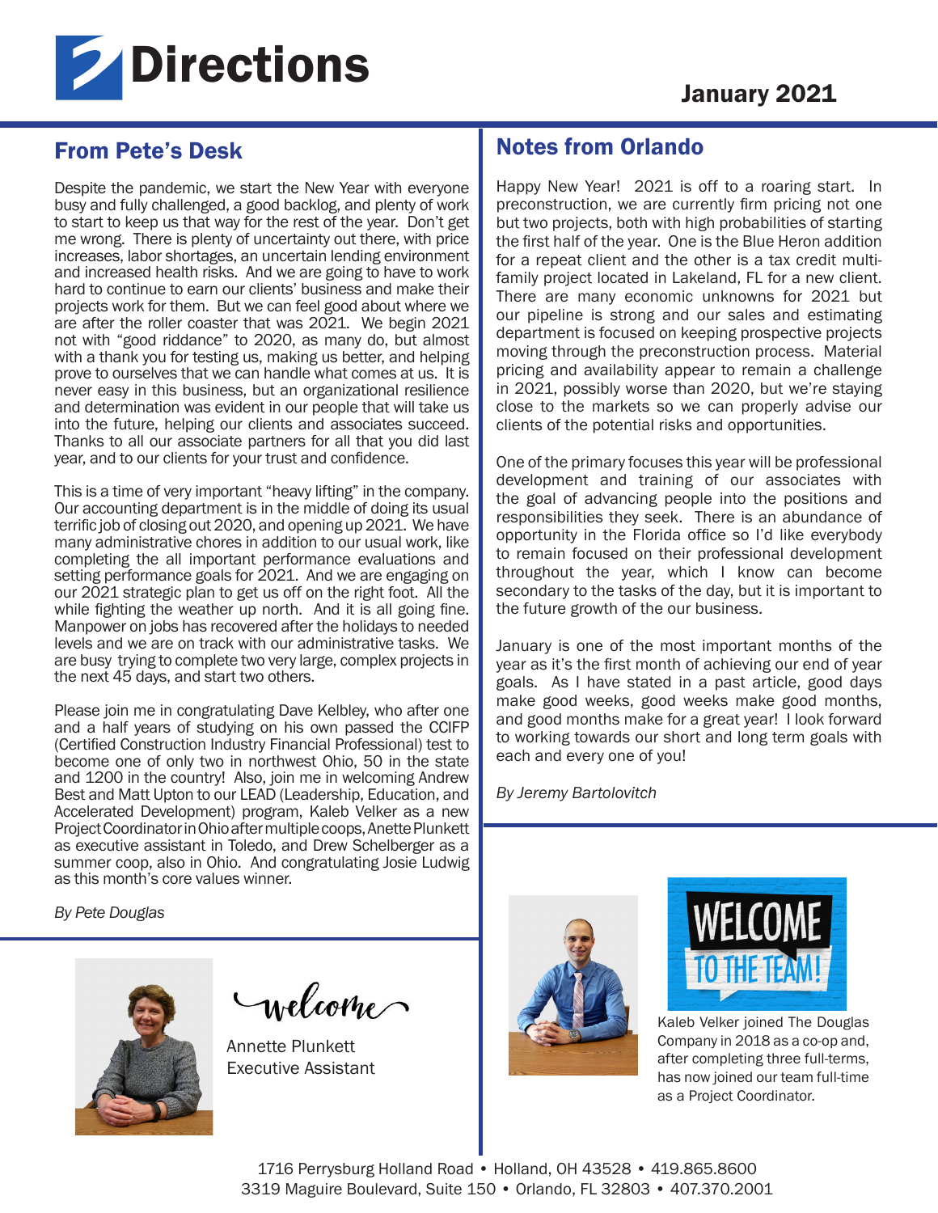# Directions

January 2021

## From Pete's Desk

Despite the pandemic, we start the New Year with everyone busy and fully challenged, a good backlog, and plenty of work to start to keep us that way for the rest of the year. Don't get me wrong. There is plenty of uncertainty out there, with price increases, labor shortages, an uncertain lending environment and increased health risks. And we are going to have to work hard to continue to earn our clients' business and make their projects work for them. But we can feel good about where we are after the roller coaster that was 2021. We begin 2021 not with "good riddance" to 2020, as many do, but almost with a thank you for testing us, making us better, and helping prove to ourselves that we can handle what comes at us. It is never easy in this business, but an organizational resilience and determination was evident in our people that will take us into the future, helping our clients and associates succeed. Thanks to all our associate partners for all that you did last year, and to our clients for your trust and confidence.

This is a time of very important "heavy lifting" in the company. Our accounting department is in the middle of doing its usual terrific job of closing out 2020, and opening up 2021. We have many administrative chores in addition to our usual work, like completing the all important performance evaluations and setting performance goals for 2021. And we are engaging on our 2021 strategic plan to get us off on the right foot. All the while fighting the weather up north. And it is all going fine. Manpower on jobs has recovered after the holidays to needed levels and we are on track with our administrative tasks. We are busy trying to complete two very large, complex projects in the next 45 days, and start two others.

Please join me in congratulating Dave Kelbley, who after one and a half years of studying on his own passed the CCIFP (Certified Construction Industry Financial Professional) test to become one of only two in northwest Ohio, 50 in the state and 1200 in the country! Also, join me in welcoming Andrew Best and Matt Upton to our LEAD (Leadership, Education, and Accelerated Development) program, Kaleb Velker as a new Project Coordinator in Ohio after multiple coops, Anette Plunkett as executive assistant in Toledo, and Drew Schelberger as a summer coop, also in Ohio. And congratulating Josie Ludwig as this month's core values winner.

*By Pete Douglas*

welcome

Annette Plunkett
Executive Assistant

## Notes from Orlando

Happy New Year! 2021 is off to a roaring start. In preconstruction, we are currently firm pricing not one but two projects, both with high probabilities of starting the first half of the year. One is the Blue Heron addition for a repeat client and the other is a tax credit multi-family project located in Lakeland, FL for a new client. There are many economic unknowns for 2021 but our pipeline is strong and our sales and estimating department is focused on keeping prospective projects moving through the preconstruction process. Material pricing and availability appear to remain a challenge in 2021, possibly worse than 2020, but we're staying close to the markets so we can properly advise our clients of the potential risks and opportunities.

One of the primary focuses this year will be professional development and training of our associates with the goal of advancing people into the positions and responsibilities they seek. There is an abundance of opportunity in the Florida office so I'd like everybody to remain focused on their professional development throughout the year, which I know can become secondary to the tasks of the day, but it is important to the future growth of the our business.

January is one of the most important months of the year as it's the first month of achieving our end of year goals. As I have stated in a past article, good days make good weeks, good weeks make good months, and good months make for a great year! I look forward to working towards our short and long term goals with each and every one of you!

*By Jeremy Bartolovitch*

WELCOME TO THE TEAM!

Kaleb Velker joined The Douglas Company in 2018 as a co-op and, after completing three full-terms, has now joined our team full-time as a Project Coordinator.

1716 Perrysburg Holland Road • Holland, OH 43528 • 419.865.8600
3319 Maguire Boulevard, Suite 150 • Orlando, FL 32803 • 407.370.2001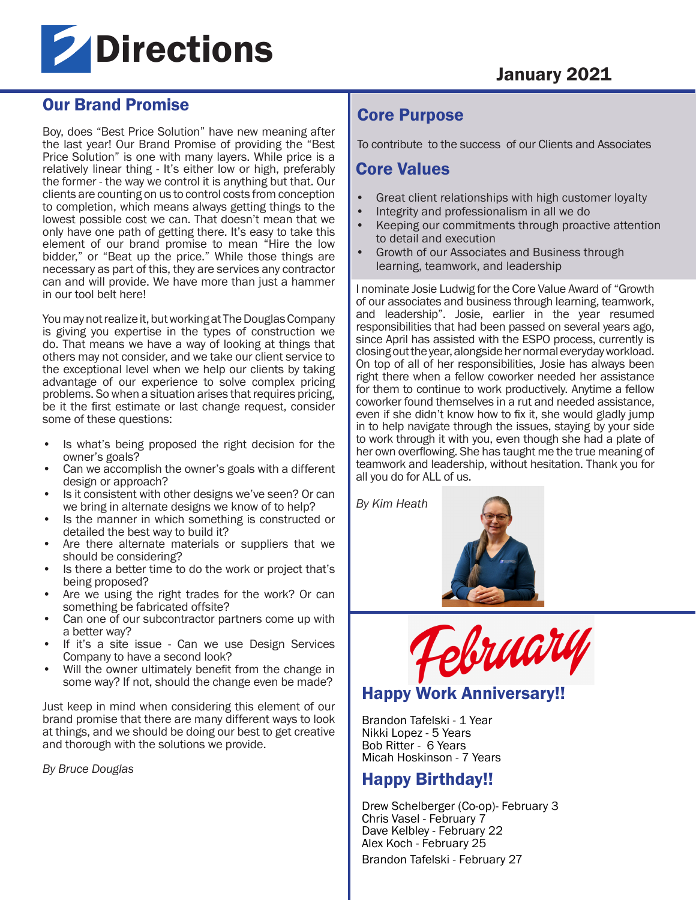# Directions

January 2021

## Our Brand Promise

Boy, does "Best Price Solution" have new meaning after the last year! Our Brand Promise of providing the "Best Price Solution" is one with many layers. While price is a relatively linear thing - It's either low or high, preferably the former - the way we control it is anything but that. Our clients are counting on us to control costs from conception to completion, which means always getting things to the lowest possible cost we can. That doesn't mean that we only have one path of getting there. It's easy to take this element of our brand promise to mean "Hire the low bidder," or "Beat up the price." While those things are necessary as part of this, they are services any contractor can and will provide. We have more than just a hammer in our tool belt here!

You may not realize it, but working at The Douglas Company is giving you expertise in the types of construction we do. That means we have a way of looking at things that others may not consider, and we take our client service to the exceptional level when we help our clients by taking advantage of our experience to solve complex pricing problems. So when a situation arises that requires pricing, be it the first estimate or last change request, consider some of these questions:

- Is what's being proposed the right decision for the owner's goals?
- Can we accomplish the owner's goals with a different design or approach?
- Is it consistent with other designs we've seen? Or can we bring in alternate designs we know of to help?
- Is the manner in which something is constructed or detailed the best way to build it?
- Are there alternate materials or suppliers that we should be considering?
- Is there a better time to do the work or project that's being proposed?
- Are we using the right trades for the work? Or can something be fabricated offsite?
- Can one of our subcontractor partners come up with a better way?
- If it's a site issue - Can we use Design Services Company to have a second look?
- Will the owner ultimately benefit from the change in some way? If not, should the change even be made?

Just keep in mind when considering this element of our brand promise that there are many different ways to look at things, and we should be doing our best to get creative and thorough with the solutions we provide.

*By Bruce Douglas*

## Core Purpose

To contribute to the success of our Clients and Associates

## Core Values

- Great client relationships with high customer loyalty
- Integrity and professionalism in all we do
- Keeping our commitments through proactive attention to detail and execution
- Growth of our Associates and Business through learning, teamwork, and leadership

I nominate Josie Ludwig for the Core Value Award of "Growth of our associates and business through learning, teamwork, and leadership". Josie, earlier in the year resumed responsibilities that had been passed on several years ago, since April has assisted with the ESPO process, currently is closing out the year, alongside her normal everyday workload. On top of all of her responsibilities, Josie has always been right there when a fellow coworker needed her assistance for them to continue to work productively. Anytime a fellow coworker found themselves in a rut and needed assistance, even if she didn't know how to fix it, she would gladly jump in to help navigate through the issues, staying by your side to work through it with you, even though she had a plate of her own overflowing. She has taught me the true meaning of teamwork and leadership, without hesitation. Thank you for all you do for ALL of us.

*By Kim Heath*

# February

## Happy Work Anniversary!!

Brandon Tafelski - 1 Year
Nikki Lopez - 5 Years
Bob Ritter - 6 Years
Micah Hoskinson - 7 Years

## Happy Birthday!!

Drew Schelberger (Co-op)- February 3
Chris Vasel - February 7
Dave Kelbley - February 22
Alex Koch - February 25
Brandon Tafelski - February 27